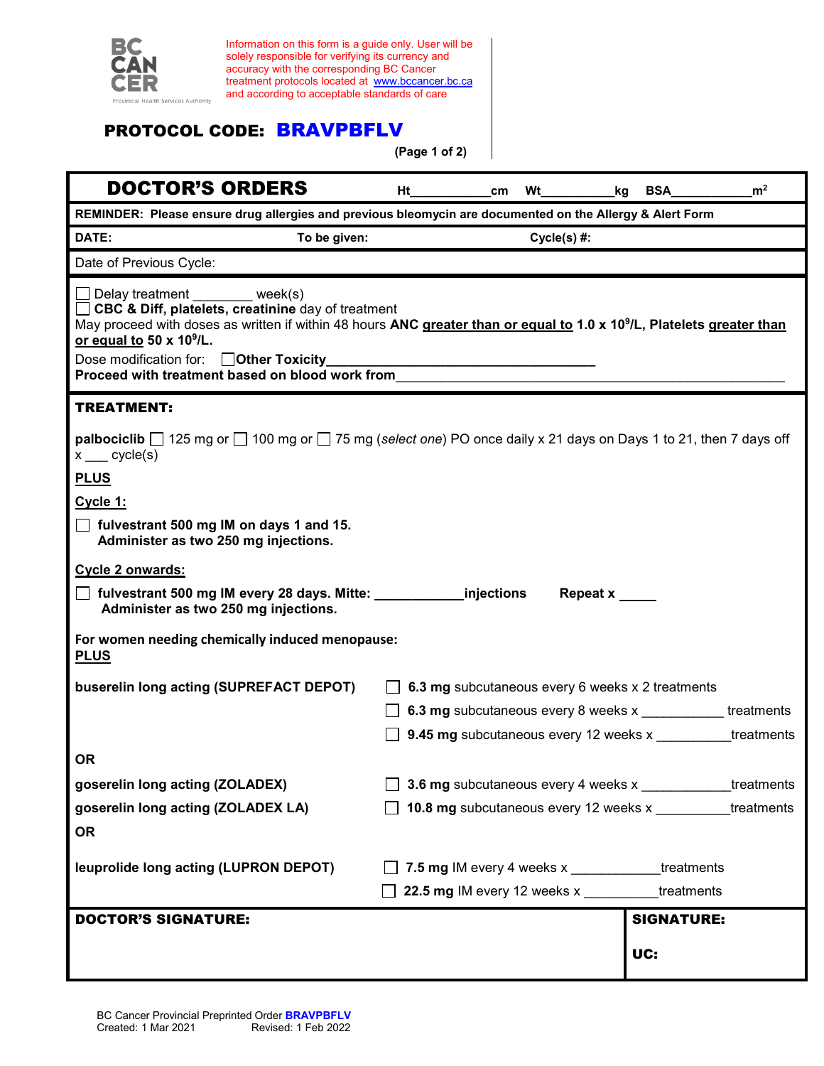BC CANCER
Provincial Health Services Authority

Information on this form is a guide only. User will be solely responsible for verifying its currency and accuracy with the corresponding BC Cancer treatment protocols located at www.bccancer.bc.ca and according to acceptable standards of care

## PROTOCOL CODE: BRAVPBFLV

(Page 1 of 2)

## DOCTOR'S ORDERS

Ht__________cm Wt__________kg BSA__________$m^2$

**REMINDER: Please ensure drug allergies and previous bleomycin are documented on the Allergy & Alert Form**

**DATE:** **To be given:** **Cycle(s) #:**

Date of Previous Cycle:

☐ Delay treatment ________ week(s)
☐ **CBC & Diff, platelets, creatinine** day of treatment
May proceed with doses as written if within 48 hours **ANC greater than or equal to 1.0 x $10^9$/L, Platelets greater than or equal to 50 x $10^9$/L.**
Dose modification for: ☐ **Other Toxicity**___________________________________
**Proceed with treatment based on blood work from**_______________________________________________

**TREATMENT:**

**palbociclib** ☐ 125 mg or ☐ 100 mg or ☐ 75 mg (*select one*) PO once daily x 21 days on Days 1 to 21, then 7 days off x ___ cycle(s)

**PLUS**

**Cycle 1:**

☐ **fulvestrant 500 mg IM on days 1 and 15. Administer as two 250 mg injections.**

**Cycle 2 onwards:**

☐ **fulvestrant 500 mg IM every 28 days. Mitte: ___________injections Repeat x _____ Administer as two 250 mg injections.**

**For women needing chemically induced menopause:**
**PLUS**

**buserelin long acting (SUPREFACT DEPOT)**
- ☐ **6.3 mg** subcutaneous every 6 weeks x 2 treatments
- ☐ **6.3 mg** subcutaneous every 8 weeks x __________ treatments
- ☐ **9.45 mg** subcutaneous every 12 weeks x _________treatments

**OR**

**goserelin long acting (ZOLADEX)**
- ☐ **3.6 mg** subcutaneous every 4 weeks x ___________treatments

**goserelin long acting (ZOLADEX LA)**
- ☐ **10.8 mg** subcutaneous every 12 weeks x _________treatments

**OR**

**leuprolide long acting (LUPRON DEPOT)**
- ☐ **7.5 mg** IM every 4 weeks x ___________treatments
- ☐ **22.5 mg** IM every 12 weeks x _________treatments

| DOCTOR'S SIGNATURE: | SIGNATURE: UC: |
|---|---|

BC Cancer Provincial Preprinted Order BRAVPBFLV
Created: 1 Mar 2021 Revised: 1 Feb 2022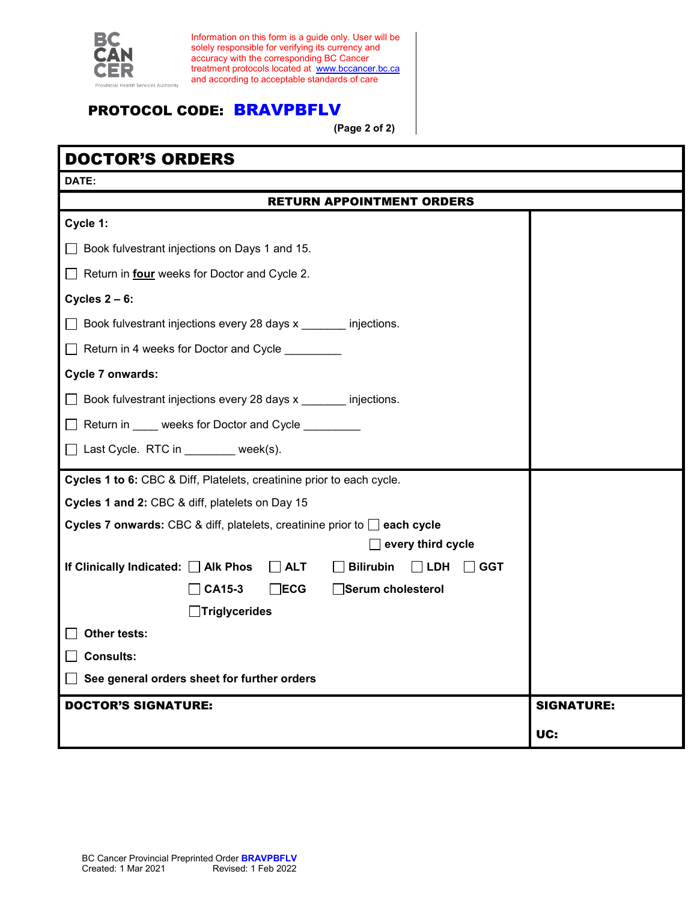BC CANCER
Provincial Health Services Authority

Information on this form is a guide only. User will be solely responsible for verifying its currency and accuracy with the corresponding BC Cancer treatment protocols located at www.bccancer.bc.ca and according to acceptable standards of care

**PROTOCOL CODE: BRAVPBFLV**

(Page 2 of 2)

# DOCTOR'S ORDERS

**DATE:**

## RETURN APPOINTMENT ORDERS

**Cycle 1:**

☐ Book fulvestrant injections on Days 1 and 15.

☐ Return in **four** weeks for Doctor and Cycle 2.

**Cycles 2 – 6:**

☐ Book fulvestrant injections every 28 days x _______ injections.

☐ Return in 4 weeks for Doctor and Cycle _________

**Cycle 7 onwards:**

☐ Book fulvestrant injections every 28 days x _______ injections.

☐ Return in ____ weeks for Doctor and Cycle _________

☐ Last Cycle. RTC in ________ week(s).

**Cycles 1 to 6:** CBC & Diff, Platelets, creatinine prior to each cycle.

**Cycles 1 and 2:** CBC & diff, platelets on Day 15

**Cycles 7 onwards:** CBC & diff, platelets, creatinine prior to ☐ **each cycle** ☐ **every third cycle**

**If Clinically Indicated:** ☐ **Alk Phos** ☐ **ALT** ☐ **Bilirubin** ☐ **LDH** ☐ **GGT** ☐ **CA15-3** ☐ **ECG** ☐ **Serum cholesterol** ☐ **Triglycerides**

☐ **Other tests:**

☐ **Consults:**

☐ **See general orders sheet for further orders**

| | |
|---|---|
| **DOCTOR'S SIGNATURE:** | **SIGNATURE:**<br><br>**UC:** |

BC Cancer Provincial Preprinted Order **BRAVPBFLV**
Created: 1 Mar 2021 Revised: 1 Feb 2022